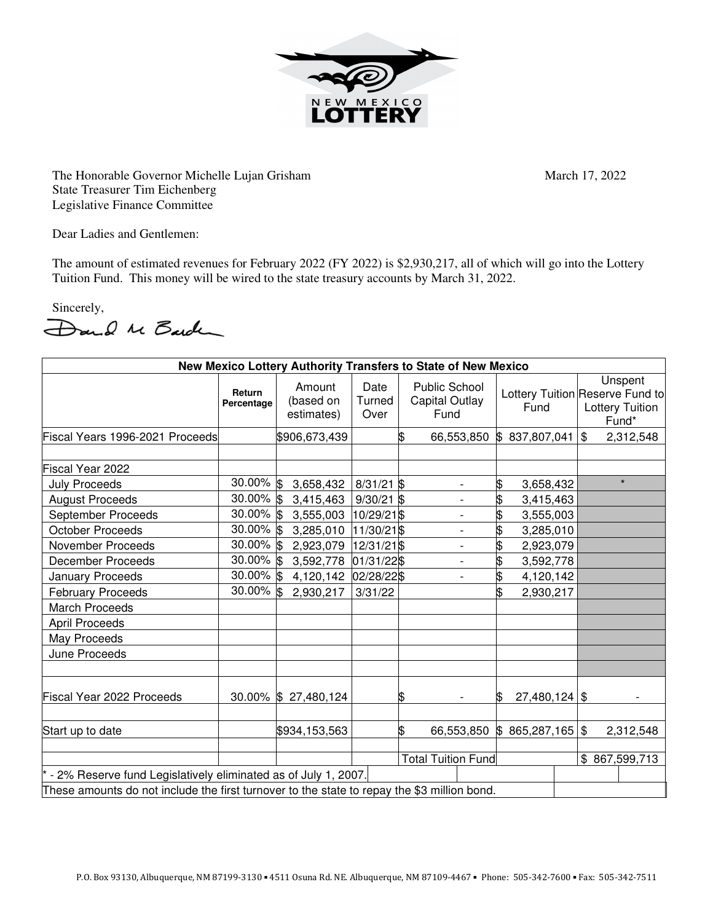The Honorable Governor Michelle Lujan Grisham
State Treasurer Tim Eichenberg
Legislative Finance Committee

March 17, 2022

Dear Ladies and Gentlemen:

The amount of estimated revenues for February 2022 (FY 2022) is $2,930,217, all of which will go into the Lottery Tuition Fund. This money will be wired to the state treasury accounts by March 31, 2022.

Sincerely,

David M Barden

| New Mexico Lottery Authority Transfers to State of New Mexico | | | | | | |
|---|---|---|---|---|---|---|
| | Return Percentage | Amount (based on estimates) | Date Turned Over | Public School Capital Outlay Fund | Lottery Tuition Fund | Unspent Reserve Fund to Lottery Tuition Fund* |
| Fiscal Years 1996-2021 Proceeds | | $906,673,439 | | $ 66,553,850 | $ 837,807,041 | $ 2,312,548 |
| | | | | | | |
| Fiscal Year 2022 | | | | | | |
| July Proceeds | 30.00% | $ 3,658,432 | 8/31/21 | $ - | $ 3,658,432 | * |
| August Proceeds | 30.00% | $ 3,415,463 | 9/30/21 | $ - | $ 3,415,463 | |
| September Proceeds | 30.00% | $ 3,555,003 | 10/29/21 | $ - | $ 3,555,003 | |
| October Proceeds | 30.00% | $ 3,285,010 | 11/30/21 | $ - | $ 3,285,010 | |
| November Proceeds | 30.00% | $ 2,923,079 | 12/31/21 | $ - | $ 2,923,079 | |
| December Proceeds | 30.00% | $ 3,592,778 | 01/31/22 | $ - | $ 3,592,778 | |
| January Proceeds | 30.00% | $ 4,120,142 | 02/28/22 | $ - | $ 4,120,142 | |
| February Proceeds | 30.00% | $ 2,930,217 | 3/31/22 | | $ 2,930,217 | |
| March Proceeds | | | | | | |
| April Proceeds | | | | | | |
| May Proceeds | | | | | | |
| June Proceeds | | | | | | |
| | | | | | | |
| Fiscal Year 2022 Proceeds | 30.00% | $ 27,480,124 | | $ - | $ 27,480,124 | $ - |
| | | | | | | |
| Start up to date | | $934,153,563 | | $ 66,553,850 | $ 865,287,165 | $ 2,312,548 |
| | | | | | | |
| | | | | Total Tuition Fund | | $ 867,599,713 |

* - 2% Reserve fund Legislatively eliminated as of July 1, 2007.

These amounts do not include the first turnover to the state to repay the $3 million bond.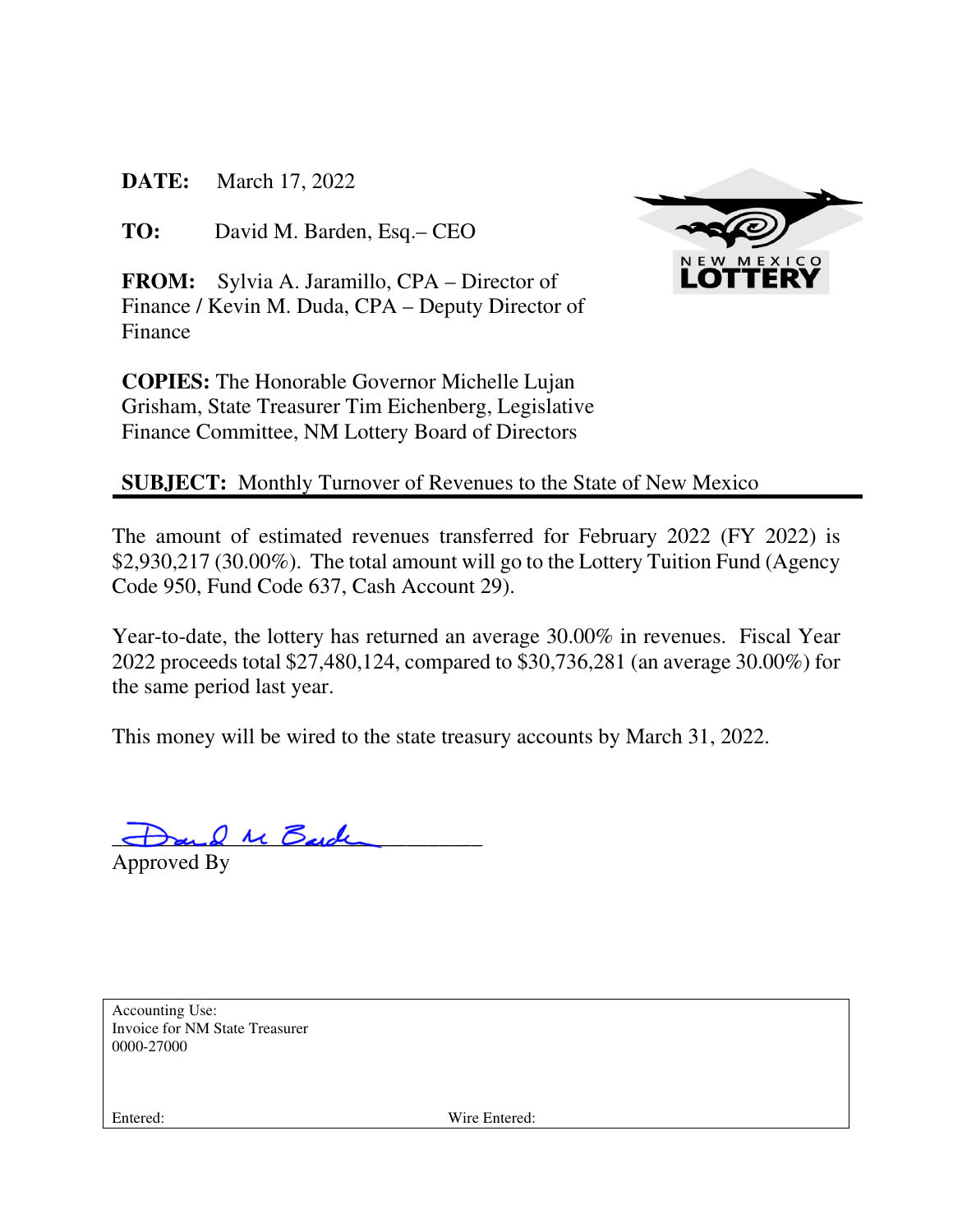**DATE:** March 17, 2022

**TO:** David M. Barden, Esq.– CEO

**FROM:** Sylvia A. Jaramillo, CPA – Director of Finance / Kevin M. Duda, CPA – Deputy Director of Finance

**COPIES:** The Honorable Governor Michelle Lujan Grisham, State Treasurer Tim Eichenberg, Legislative Finance Committee, NM Lottery Board of Directors

**SUBJECT:** Monthly Turnover of Revenues to the State of New Mexico

The amount of estimated revenues transferred for February 2022 (FY 2022) is $2,930,217 (30.00%). The total amount will go to the Lottery Tuition Fund (Agency Code 950, Fund Code 637, Cash Account 29).

Year-to-date, the lottery has returned an average 30.00% in revenues. Fiscal Year 2022 proceeds total $27,480,124, compared to $30,736,281 (an average 30.00%) for the same period last year.

This money will be wired to the state treasury accounts by March 31, 2022.

David M Barden

Approved By

Accounting Use:
Invoice for NM State Treasurer
0000-27000

Entered: Wire Entered: